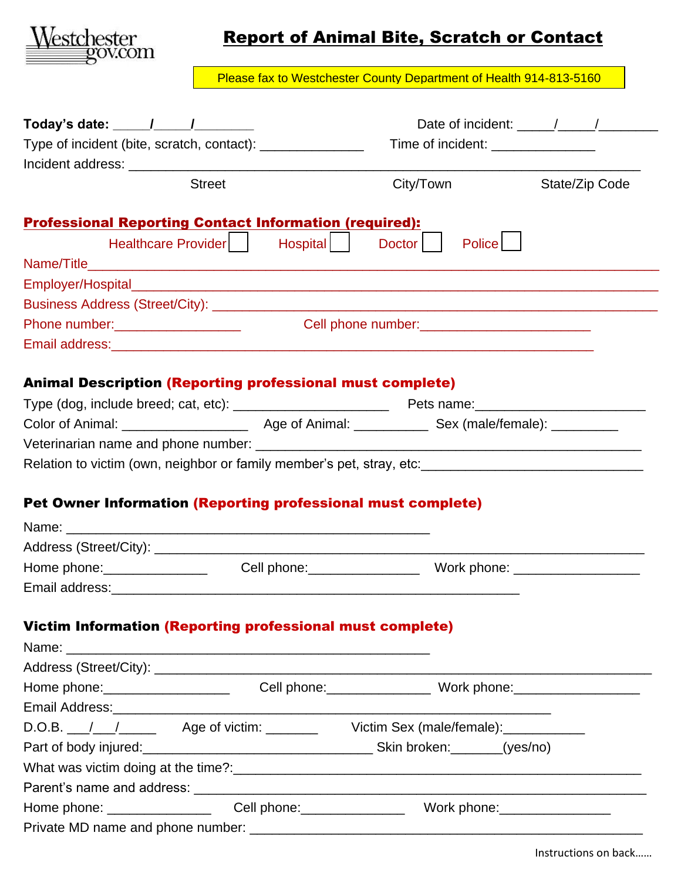Westchestergov.com

# Report of Animal Bite, Scratch or Contact

Please fax to Westchester County Department of Health 914-813-5160

**Today's date:** _____/_____/________ Date of incident: _____/_____/________

Type of incident (bite, scratch, contact): ______________ Time of incident: ______________

Incident address: ______________________________________________________________________

Street City/Town State/Zip Code

## Professional Reporting Contact Information (required):

Healthcare Provider ☐ Hospital ☐ Doctor ☐ Police ☐

Name/Title______________________________________________________________________________

Employer/Hospital_______________________________________________________________________

Business Address (Street/City): _________________________________________________________

Phone number:_________________ Cell phone number:_______________________

Email address:________________________________________________________________

## Animal Description (Reporting professional must complete)

Type (dog, include breed; cat, etc): _____________________ Pets name:_______________________

Color of Animal: _________________ Age of Animal: __________ Sex (male/female): _________

Veterinarian name and phone number: ____________________________________________________

Relation to victim (own, neighbor or family member's pet, stray, etc:______________________________

## Pet Owner Information (Reporting professional must complete)

Name: _________________________________________________

Address (Street/City): __________________________________________________________________

Home phone:______________ Cell phone:_______________ Work phone: _________________

Email address:_______________________________________________________

## Victim Information (Reporting professional must complete)

Name: _________________________________________________

Address (Street/City): ___________________________________________________________________

Home phone:_________________ Cell phone:______________ Work phone:_________________

Email Address:__________________________________________________________

D.O.B. ___/___/_____ Age of victim: _______ Victim Sex (male/female):___________

Part of body injured:_______________________________ Skin broken:_______(yes/no)

What was victim doing at the time?:______________________________________________________

Parent's name and address: ______________________________________________________________

Home phone: ______________ Cell phone:______________ Work phone:_______________

Private MD name and phone number: ____________________________________________________

Instructions on back……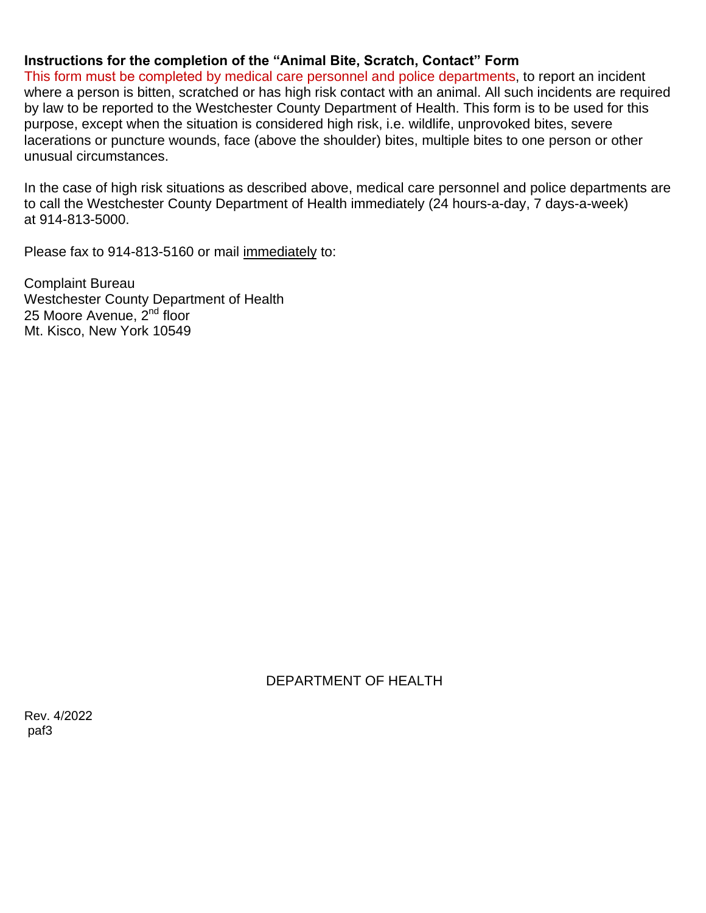**Instructions for the completion of the "Animal Bite, Scratch, Contact" Form**

This form must be completed by medical care personnel and police departments, to report an incident where a person is bitten, scratched or has high risk contact with an animal. All such incidents are required by law to be reported to the Westchester County Department of Health. This form is to be used for this purpose, except when the situation is considered high risk, i.e. wildlife, unprovoked bites, severe lacerations or puncture wounds, face (above the shoulder) bites, multiple bites to one person or other unusual circumstances.

In the case of high risk situations as described above, medical care personnel and police departments are to call the Westchester County Department of Health immediately (24 hours-a-day, 7 days-a-week) at 914-813-5000.

Please fax to 914-813-5160 or mail immediately to:

Complaint Bureau
Westchester County Department of Health
25 Moore Avenue, 2nd floor
Mt. Kisco, New York 10549

DEPARTMENT OF HEALTH

Rev. 4/2022
paf3